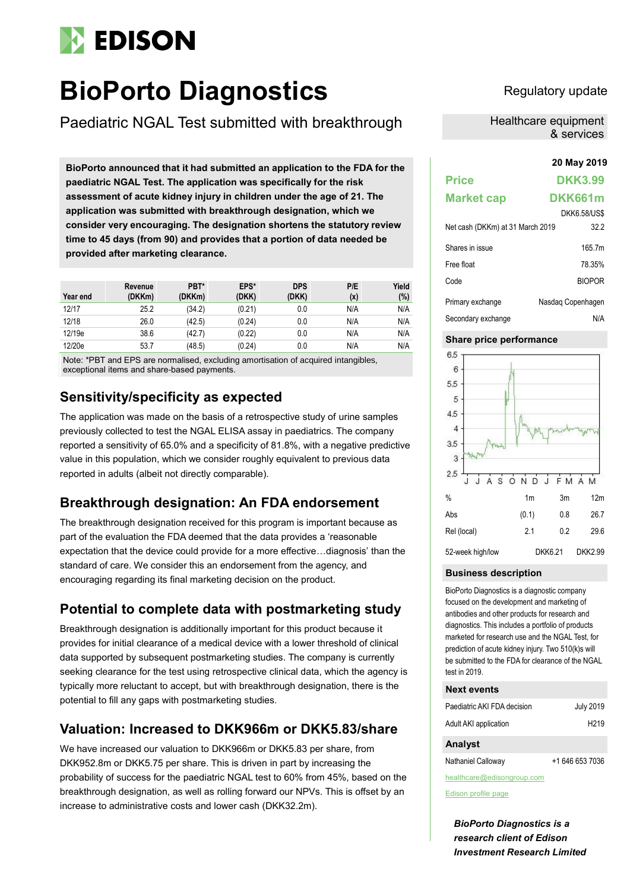# EDISON

# BioPorto Diagnostics

## Paediatric NGAL Test submitted with breakthrough

Regulatory update

Healthcare equipment & services

**BioPorto announced that it had submitted an application to the FDA for the paediatric NGAL Test. The application was specifically for the risk assessment of acute kidney injury in children under the age of 21. The application was submitted with breakthrough designation, which we consider very encouraging. The designation shortens the statutory review time to 45 days (from 90) and provides that a portion of data needed be provided after marketing clearance.**

| Year end | Revenue (DKKm) | PBT* (DKKm) | EPS* (DKK) | DPS (DKK) | P/E (x) | Yield (%) |
|---|---|---|---|---|---|---|
| 12/17 | 25.2 | (34.2) | (0.21) | 0.0 | N/A | N/A |
| 12/18 | 26.0 | (42.5) | (0.24) | 0.0 | N/A | N/A |
| 12/19e | 38.6 | (42.7) | (0.22) | 0.0 | N/A | N/A |
| 12/20e | 53.7 | (48.5) | (0.24) | 0.0 | N/A | N/A |

Note: *PBT and EPS are normalised, excluding amortisation of acquired intangibles, exceptional items and share-based payments.

## Sensitivity/specificity as expected

The application was made on the basis of a retrospective study of urine samples previously collected to test the NGAL ELISA assay in paediatrics. The company reported a sensitivity of 65.0% and a specificity of 81.8%, with a negative predictive value in this population, which we consider roughly equivalent to previous data reported in adults (albeit not directly comparable).

## Breakthrough designation: An FDA endorsement

The breakthrough designation received for this program is important because as part of the evaluation the FDA deemed that the data provides a 'reasonable expectation that the device could provide for a more effective…diagnosis' than the standard of care. We consider this an endorsement from the agency, and encouraging regarding its final marketing decision on the product.

## Potential to complete data with postmarketing study

Breakthrough designation is additionally important for this product because it provides for initial clearance of a medical device with a lower threshold of clinical data supported by subsequent postmarketing studies. The company is currently seeking clearance for the test using retrospective clinical data, which the agency is typically more reluctant to accept, but with breakthrough designation, there is the potential to fill any gaps with postmarketing studies.

## Valuation: Increased to DKK966m or DKK5.83/share

We have increased our valuation to DKK966m or DKK5.83 per share, from DKK952.8m or DKK5.75 per share. This is driven in part by increasing the probability of success for the paediatric NGAL test to 60% from 45%, based on the breakthrough designation, as well as rolling forward our NPVs. This is offset by an increase to administrative costs and lower cash (DKK32.2m).

**20 May 2019**

| | |
|---|---|
| **Price** | **DKK3.99** |
| **Market cap** | **DKK661m** |
| | DKK6.58/US$ |
| Net cash (DKKm) at 31 March 2019 | 32.2 |
| Shares in issue | 165.7m |
| Free float | 78.35% |
| Code | BIOPOR |
| Primary exchange | Nasdaq Copenhagen |
| Secondary exchange | N/A |

### Share price performance

| % | 1m | 3m | 12m |
|---|---|---|---|
| Abs | (0.1) | 0.8 | 26.7 |
| Rel (local) | 2.1 | 0.2 | 29.6 |
| 52-week high/low | | DKK6.21 | DKK2.99 |

### Business description

BioPorto Diagnostics is a diagnostic company focused on the development and marketing of antibodies and other products for research and diagnostics. This includes a portfolio of products marketed for research use and the NGAL Test, for prediction of acute kidney injury. Two 510(k)s will be submitted to the FDA for clearance of the NGAL test in 2019.

### Next events

| | |
|---|---|
| Paediatric AKI FDA decision | July 2019 |
| Adult AKI application | H219 |

### Analyst

| | |
|---|---|
| Nathaniel Calloway | +1 646 653 7036 |

healthcare@edisongroup.com

Edison profile page

***BioPorto Diagnostics is a research client of Edison Investment Research Limited***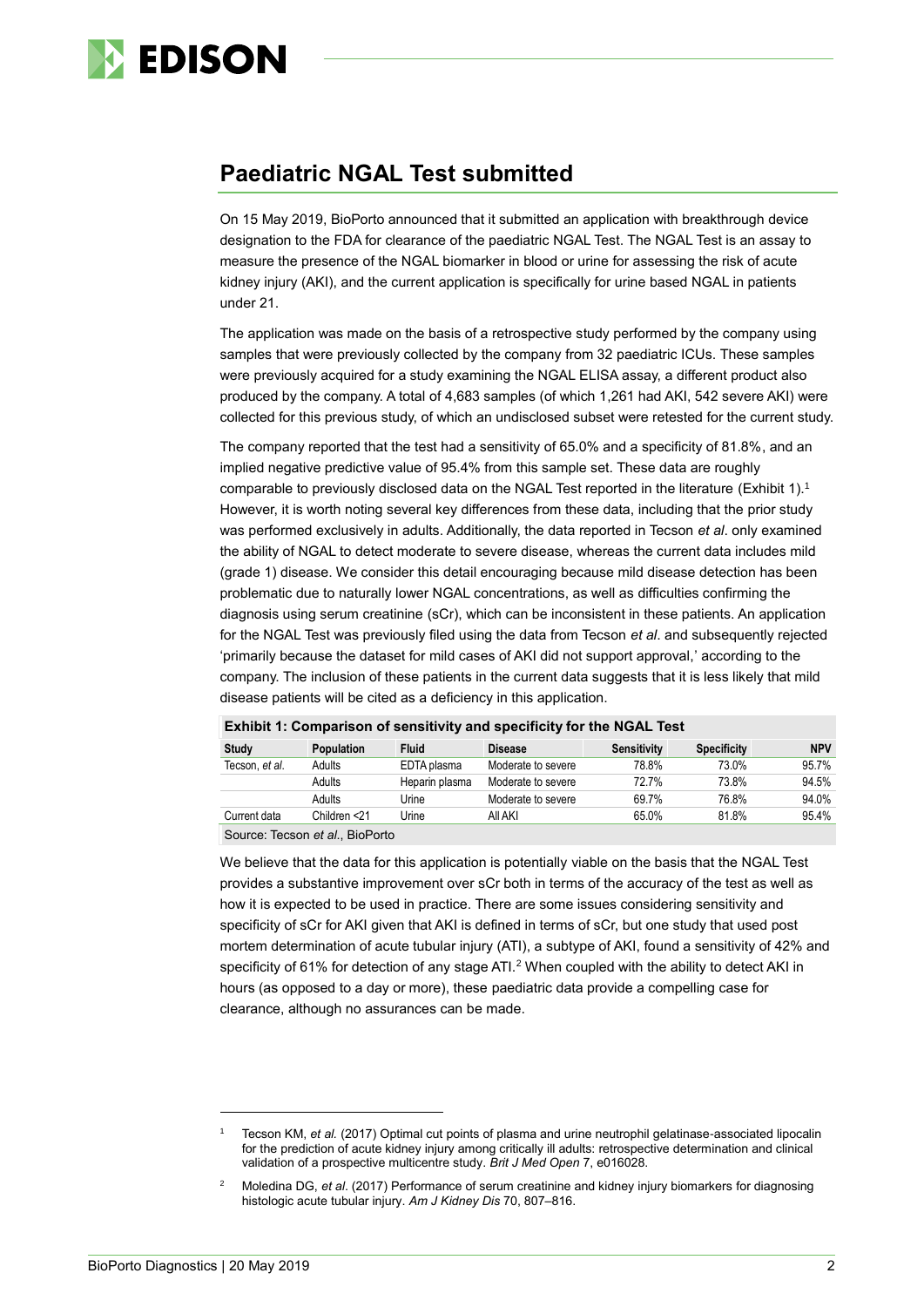## Paediatric NGAL Test submitted

On 15 May 2019, BioPorto announced that it submitted an application with breakthrough device designation to the FDA for clearance of the paediatric NGAL Test. The NGAL Test is an assay to measure the presence of the NGAL biomarker in blood or urine for assessing the risk of acute kidney injury (AKI), and the current application is specifically for urine based NGAL in patients under 21.

The application was made on the basis of a retrospective study performed by the company using samples that were previously collected by the company from 32 paediatric ICUs. These samples were previously acquired for a study examining the NGAL ELISA assay, a different product also produced by the company. A total of 4,683 samples (of which 1,261 had AKI, 542 severe AKI) were collected for this previous study, of which an undisclosed subset were retested for the current study.

The company reported that the test had a sensitivity of 65.0% and a specificity of 81.8%, and an implied negative predictive value of 95.4% from this sample set. These data are roughly comparable to previously disclosed data on the NGAL Test reported in the literature (Exhibit 1).[1] However, it is worth noting several key differences from these data, including that the prior study was performed exclusively in adults. Additionally, the data reported in Tecson *et al*. only examined the ability of NGAL to detect moderate to severe disease, whereas the current data includes mild (grade 1) disease. We consider this detail encouraging because mild disease detection has been problematic due to naturally lower NGAL concentrations, as well as difficulties confirming the diagnosis using serum creatinine (sCr), which can be inconsistent in these patients. An application for the NGAL Test was previously filed using the data from Tecson *et al*. and subsequently rejected 'primarily because the dataset for mild cases of AKI did not support approval,' according to the company. The inclusion of these patients in the current data suggests that it is less likely that mild disease patients will be cited as a deficiency in this application.

**Exhibit 1: Comparison of sensitivity and specificity for the NGAL Test**

| Study | Population | Fluid | Disease | Sensitivity | Specificity | NPV |
|---|---|---|---|---|---|---|
| Tecson, *et al.* | Adults | EDTA plasma | Moderate to severe | 78.8% | 73.0% | 95.7% |
| | Adults | Heparin plasma | Moderate to severe | 72.7% | 73.8% | 94.5% |
| | Adults | Urine | Moderate to severe | 69.7% | 76.8% | 94.0% |
| Current data | Children <21 | Urine | All AKI | 65.0% | 81.8% | 95.4% |

Source: Tecson *et al*., BioPorto

We believe that the data for this application is potentially viable on the basis that the NGAL Test provides a substantive improvement over sCr both in terms of the accuracy of the test as well as how it is expected to be used in practice. There are some issues considering sensitivity and specificity of sCr for AKI given that AKI is defined in terms of sCr, but one study that used post mortem determination of acute tubular injury (ATI), a subtype of AKI, found a sensitivity of 42% and specificity of 61% for detection of any stage ATI.[2] When coupled with the ability to detect AKI in hours (as opposed to a day or more), these paediatric data provide a compelling case for clearance, although no assurances can be made.

---

[1] Tecson KM, *et al.* (2017) Optimal cut points of plasma and urine neutrophil gelatinase-associated lipocalin for the prediction of acute kidney injury among critically ill adults: retrospective determination and clinical validation of a prospective multicentre study. *Brit J Med Open* 7, e016028.

[2] Moledina DG, *et al*. (2017) Performance of serum creatinine and kidney injury biomarkers for diagnosing histologic acute tubular injury. *Am J Kidney Dis* 70, 807–816.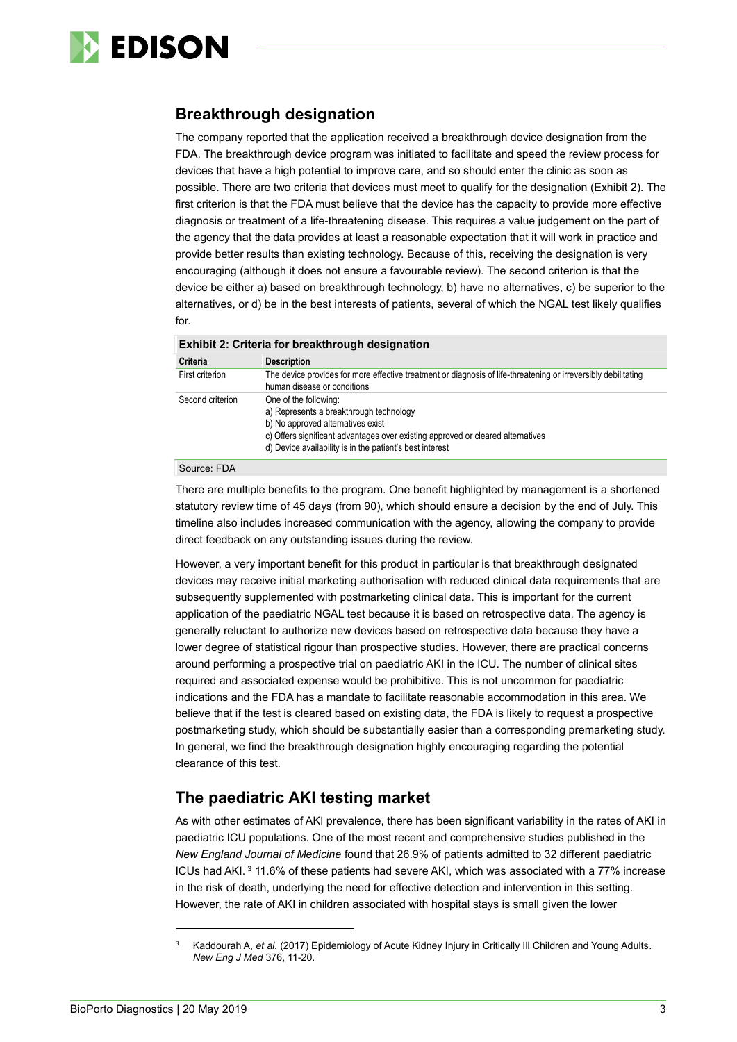## Breakthrough designation

The company reported that the application received a breakthrough device designation from the FDA. The breakthrough device program was initiated to facilitate and speed the review process for devices that have a high potential to improve care, and so should enter the clinic as soon as possible. There are two criteria that devices must meet to qualify for the designation (Exhibit 2). The first criterion is that the FDA must believe that the device has the capacity to provide more effective diagnosis or treatment of a life-threatening disease. This requires a value judgement on the part of the agency that the data provides at least a reasonable expectation that it will work in practice and provide better results than existing technology. Because of this, receiving the designation is very encouraging (although it does not ensure a favourable review). The second criterion is that the device be either a) based on breakthrough technology, b) have no alternatives, c) be superior to the alternatives, or d) be in the best interests of patients, several of which the NGAL test likely qualifies for.

**Exhibit 2: Criteria for breakthrough designation**

| Criteria | Description |
|---|---|
| First criterion | The device provides for more effective treatment or diagnosis of life-threatening or irreversibly debilitating human disease or conditions |
| Second criterion | One of the following:<br>a) Represents a breakthrough technology<br>b) No approved alternatives exist<br>c) Offers significant advantages over existing approved or cleared alternatives<br>d) Device availability is in the patient's best interest |

Source: FDA

There are multiple benefits to the program. One benefit highlighted by management is a shortened statutory review time of 45 days (from 90), which should ensure a decision by the end of July. This timeline also includes increased communication with the agency, allowing the company to provide direct feedback on any outstanding issues during the review.

However, a very important benefit for this product in particular is that breakthrough designated devices may receive initial marketing authorisation with reduced clinical data requirements that are subsequently supplemented with postmarketing clinical data. This is important for the current application of the paediatric NGAL test because it is based on retrospective data. The agency is generally reluctant to authorize new devices based on retrospective data because they have a lower degree of statistical rigour than prospective studies. However, there are practical concerns around performing a prospective trial on paediatric AKI in the ICU. The number of clinical sites required and associated expense would be prohibitive. This is not uncommon for paediatric indications and the FDA has a mandate to facilitate reasonable accommodation in this area. We believe that if the test is cleared based on existing data, the FDA is likely to request a prospective postmarketing study, which should be substantially easier than a corresponding premarketing study. In general, we find the breakthrough designation highly encouraging regarding the potential clearance of this test.

## The paediatric AKI testing market

As with other estimates of AKI prevalence, there has been significant variability in the rates of AKI in paediatric ICU populations. One of the most recent and comprehensive studies published in the *New England Journal of Medicine* found that 26.9% of patients admitted to 32 different paediatric ICUs had AKI. [3] 11.6% of these patients had severe AKI, which was associated with a 77% increase in the risk of death, underlying the need for effective detection and intervention in this setting. However, the rate of AKI in children associated with hospital stays is small given the lower

---

[3] Kaddourah A, *et al.* (2017) Epidemiology of Acute Kidney Injury in Critically Ill Children and Young Adults. *New Eng J Med* 376, 11-20.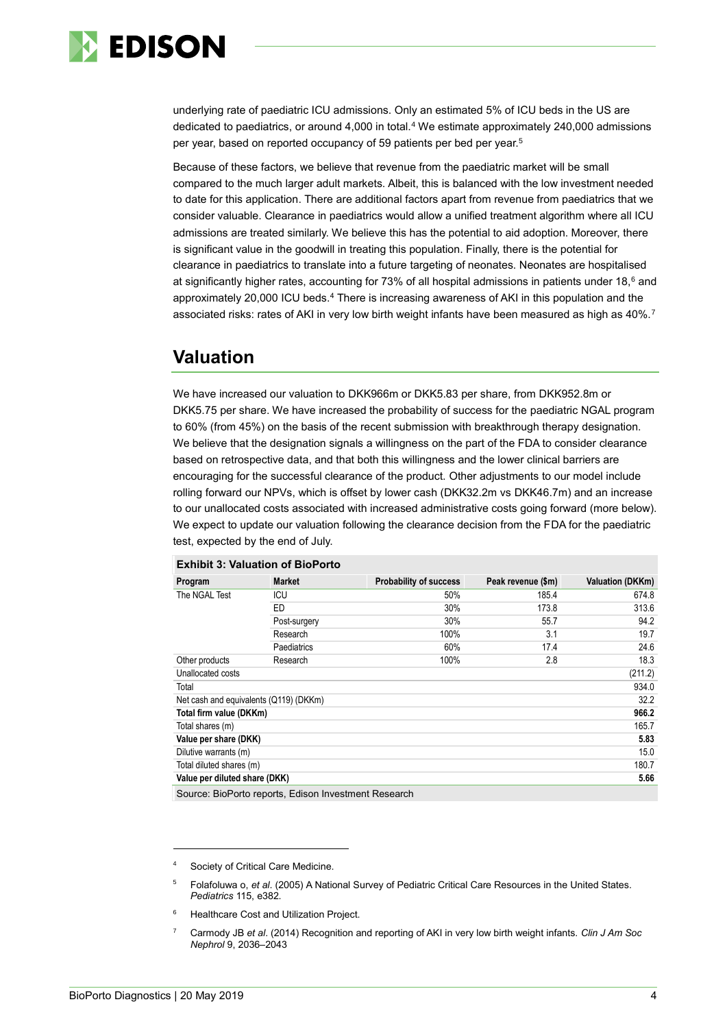underlying rate of paediatric ICU admissions. Only an estimated 5% of ICU beds in the US are dedicated to paediatrics, or around 4,000 in total.[4] We estimate approximately 240,000 admissions per year, based on reported occupancy of 59 patients per bed per year.[5]

Because of these factors, we believe that revenue from the paediatric market will be small compared to the much larger adult markets. Albeit, this is balanced with the low investment needed to date for this application. There are additional factors apart from revenue from paediatrics that we consider valuable. Clearance in paediatrics would allow a unified treatment algorithm where all ICU admissions are treated similarly. We believe this has the potential to aid adoption. Moreover, there is significant value in the goodwill in treating this population. Finally, there is the potential for clearance in paediatrics to translate into a future targeting of neonates. Neonates are hospitalised at significantly higher rates, accounting for 73% of all hospital admissions in patients under 18,[6] and approximately 20,000 ICU beds.[4] There is increasing awareness of AKI in this population and the associated risks: rates of AKI in very low birth weight infants have been measured as high as 40%.[7]

## Valuation

We have increased our valuation to DKK966m or DKK5.83 per share, from DKK952.8m or DKK5.75 per share. We have increased the probability of success for the paediatric NGAL program to 60% (from 45%) on the basis of the recent submission with breakthrough therapy designation. We believe that the designation signals a willingness on the part of the FDA to consider clearance based on retrospective data, and that both this willingness and the lower clinical barriers are encouraging for the successful clearance of the product. Other adjustments to our model include rolling forward our NPVs, which is offset by lower cash (DKK32.2m vs DKK46.7m) and an increase to our unallocated costs associated with increased administrative costs going forward (more below). We expect to update our valuation following the clearance decision from the FDA for the paediatric test, expected by the end of July.

**Exhibit 3: Valuation of BioPorto**

| Program | Market | Probability of success | Peak revenue ($m) | Valuation (DKKm) |
|---|---|---|---|---|
| The NGAL Test | ICU | 50% | 185.4 | 674.8 |
| | ED | 30% | 173.8 | 313.6 |
| | Post-surgery | 30% | 55.7 | 94.2 |
| | Research | 100% | 3.1 | 19.7 |
| | Paediatrics | 60% | 17.4 | 24.6 |
| Other products | Research | 100% | 2.8 | 18.3 |
| Unallocated costs | | | | (211.2) |
| Total | | | | 934.0 |
| Net cash and equivalents (Q119) (DKKm) | | | | 32.2 |
| **Total firm value (DKKm)** | | | | **966.2** |
| Total shares (m) | | | | 165.7 |
| **Value per share (DKK)** | | | | **5.83** |
| Dilutive warrants (m) | | | | 15.0 |
| Total diluted shares (m) | | | | 180.7 |
| **Value per diluted share (DKK)** | | | | **5.66** |

Source: BioPorto reports, Edison Investment Research

---

[4] Society of Critical Care Medicine.

[5] Folafoluwa o, *et al*. (2005) A National Survey of Pediatric Critical Care Resources in the United States. *Pediatrics* 115, e382.

[6] Healthcare Cost and Utilization Project.

[7] Carmody JB *et al*. (2014) Recognition and reporting of AKI in very low birth weight infants. *Clin J Am Soc Nephrol* 9, 2036–2043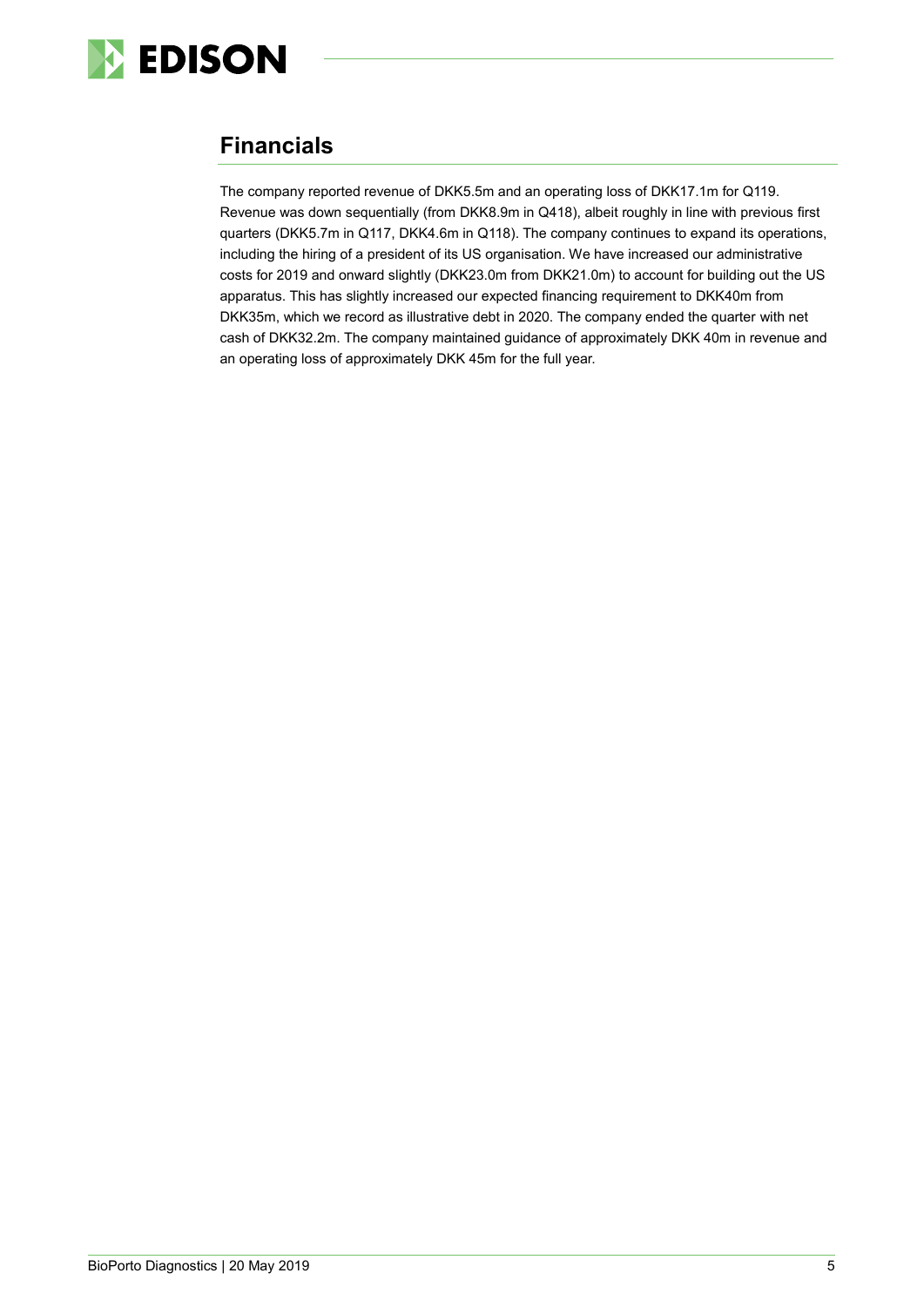## Financials

The company reported revenue of DKK5.5m and an operating loss of DKK17.1m for Q119. Revenue was down sequentially (from DKK8.9m in Q418), albeit roughly in line with previous first quarters (DKK5.7m in Q117, DKK4.6m in Q118). The company continues to expand its operations, including the hiring of a president of its US organisation. We have increased our administrative costs for 2019 and onward slightly (DKK23.0m from DKK21.0m) to account for building out the US apparatus. This has slightly increased our expected financing requirement to DKK40m from DKK35m, which we record as illustrative debt in 2020. The company ended the quarter with net cash of DKK32.2m. The company maintained guidance of approximately DKK 40m in revenue and an operating loss of approximately DKK 45m for the full year.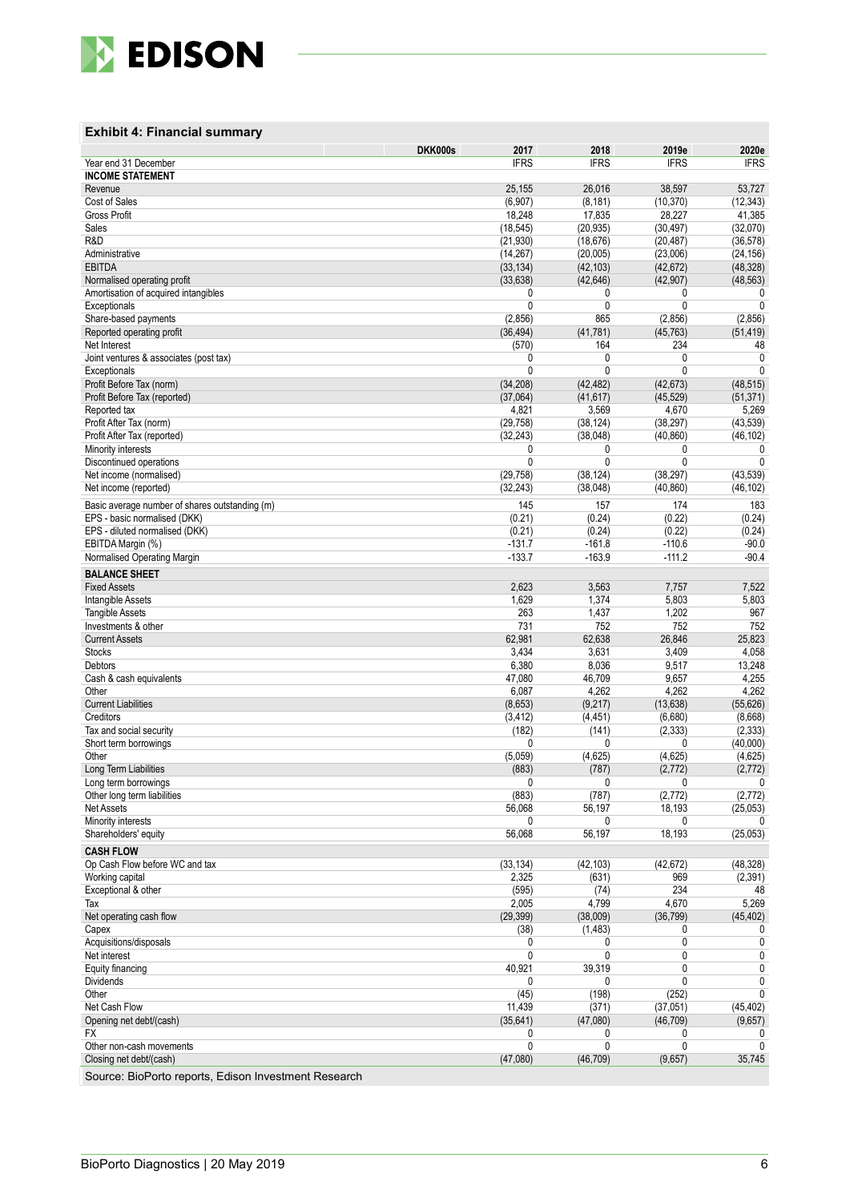### Exhibit 4: Financial summary

| DKK000s | 2017 | 2018 | 2019e | 2020e |
|---|---|---|---|---|
| Year end 31 December | IFRS | IFRS | IFRS | IFRS |
| **INCOME STATEMENT** | | | | |
| Revenue | 25,155 | 26,016 | 38,597 | 53,727 |
| Cost of Sales | (6,907) | (8,181) | (10,370) | (12,343) |
| Gross Profit | 18,248 | 17,835 | 28,227 | 41,385 |
| Sales | (18,545) | (20,935) | (30,497) | (32,070) |
| R&D | (21,930) | (18,676) | (20,487) | (36,578) |
| Administrative | (14,267) | (20,005) | (23,006) | (24,156) |
| EBITDA | (33,134) | (42,103) | (42,672) | (48,328) |
| Normalised operating profit | (33,638) | (42,646) | (42,907) | (48,563) |
| Amortisation of acquired intangibles | 0 | 0 | 0 | 0 |
| Exceptionals | 0 | 0 | 0 | 0 |
| Share-based payments | (2,856) | 865 | (2,856) | (2,856) |
| Reported operating profit | (36,494) | (41,781) | (45,763) | (51,419) |
| Net Interest | (570) | 164 | 234 | 48 |
| Joint ventures & associates (post tax) | 0 | 0 | 0 | 0 |
| Exceptionals | 0 | 0 | 0 | 0 |
| Profit Before Tax (norm) | (34,208) | (42,482) | (42,673) | (48,515) |
| Profit Before Tax (reported) | (37,064) | (41,617) | (45,529) | (51,371) |
| Reported tax | 4,821 | 3,569 | 4,670 | 5,269 |
| Profit After Tax (norm) | (29,758) | (38,124) | (38,297) | (43,539) |
| Profit After Tax (reported) | (32,243) | (38,048) | (40,860) | (46,102) |
| Minority interests | 0 | 0 | 0 | 0 |
| Discontinued operations | 0 | 0 | 0 | 0 |
| Net income (normalised) | (29,758) | (38,124) | (38,297) | (43,539) |
| Net income (reported) | (32,243) | (38,048) | (40,860) | (46,102) |
| Basic average number of shares outstanding (m) | 145 | 157 | 174 | 183 |
| EPS - basic normalised (DKK) | (0.21) | (0.24) | (0.22) | (0.24) |
| EPS - diluted normalised (DKK) | (0.21) | (0.24) | (0.22) | (0.24) |
| EBITDA Margin (%) | -131.7 | -161.8 | -110.6 | -90.0 |
| Normalised Operating Margin | -133.7 | -163.9 | -111.2 | -90.4 |
| **BALANCE SHEET** | | | | |
| Fixed Assets | 2,623 | 3,563 | 7,757 | 7,522 |
| Intangible Assets | 1,629 | 1,374 | 5,803 | 5,803 |
| Tangible Assets | 263 | 1,437 | 1,202 | 967 |
| Investments & other | 731 | 752 | 752 | 752 |
| Current Assets | 62,981 | 62,638 | 26,846 | 25,823 |
| Stocks | 3,434 | 3,631 | 3,409 | 4,058 |
| Debtors | 6,380 | 8,036 | 9,517 | 13,248 |
| Cash & cash equivalents | 47,080 | 46,709 | 9,657 | 4,255 |
| Other | 6,087 | 4,262 | 4,262 | 4,262 |
| Current Liabilities | (8,653) | (9,217) | (13,638) | (55,626) |
| Creditors | (3,412) | (4,451) | (6,680) | (8,668) |
| Tax and social security | (182) | (141) | (2,333) | (2,333) |
| Short term borrowings | 0 | 0 | 0 | (40,000) |
| Other | (5,059) | (4,625) | (4,625) | (4,625) |
| Long Term Liabilities | (883) | (787) | (2,772) | (2,772) |
| Long term borrowings | 0 | 0 | 0 | 0 |
| Other long term liabilities | (883) | (787) | (2,772) | (2,772) |
| Net Assets | 56,068 | 56,197 | 18,193 | (25,053) |
| Minority interests | 0 | 0 | 0 | 0 |
| Shareholders' equity | 56,068 | 56,197 | 18,193 | (25,053) |
| **CASH FLOW** | | | | |
| Op Cash Flow before WC and tax | (33,134) | (42,103) | (42,672) | (48,328) |
| Working capital | 2,325 | (631) | 969 | (2,391) |
| Exceptional & other | (595) | (74) | 234 | 48 |
| Tax | 2,005 | 4,799 | 4,670 | 5,269 |
| Net operating cash flow | (29,399) | (38,009) | (36,799) | (45,402) |
| Capex | (38) | (1,483) | 0 | 0 |
| Acquisitions/disposals | 0 | 0 | 0 | 0 |
| Net interest | 0 | 0 | 0 | 0 |
| Equity financing | 40,921 | 39,319 | 0 | 0 |
| Dividends | 0 | 0 | 0 | 0 |
| Other | (45) | (198) | (252) | 0 |
| Net Cash Flow | 11,439 | (371) | (37,051) | (45,402) |
| Opening net debt/(cash) | (35,641) | (47,080) | (46,709) | (9,657) |
| FX | 0 | 0 | 0 | 0 |
| Other non-cash movements | 0 | 0 | 0 | 0 |
| Closing net debt/(cash) | (47,080) | (46,709) | (9,657) | 35,745 |

Source: BioPorto reports, Edison Investment Research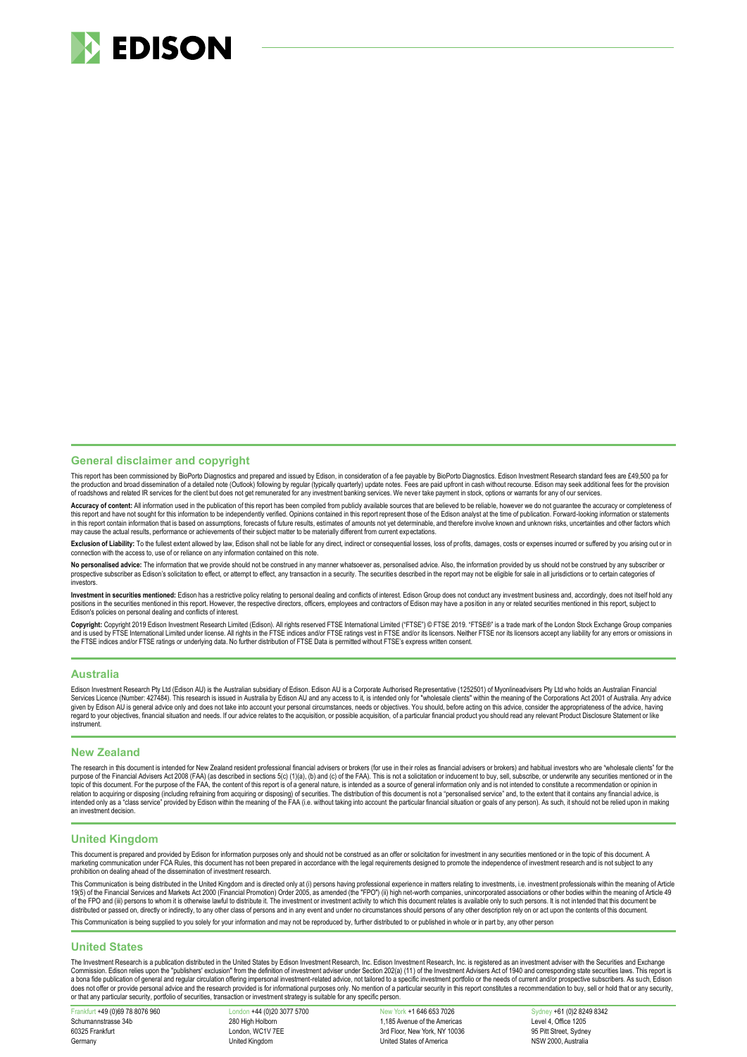## General disclaimer and copyright

This report has been commissioned by BioPorto Diagnostics and prepared and issued by Edison, in consideration of a fee payable by BioPorto Diagnostics. Edison Investment Research standard fees are £49,500 pa for the production and broad dissemination of a detailed note (Outlook) following by regular (typically quarterly) update notes. Fees are paid upfront in cash without recourse. Edison may seek additional fees for the provision of roadshows and related IR services for the client but does not get remunerated for any investment banking services. We never take payment in stock, options or warrants for any of our services.

**Accuracy of content:** All information used in the publication of this report has been compiled from publicly available sources that are believed to be reliable, however we do not guarantee the accuracy or completeness of this report and have not sought for this information to be independently verified. Opinions contained in this report represent those of the Edison analyst at the time of publication. Forward-looking information or statements in this report contain information that is based on assumptions, forecasts of future results, estimates of amounts not yet determinable, and therefore involve known and unknown risks, uncertainties and other factors which may cause the actual results, performance or achievements of their subject matter to be materially different from current expectations.

**Exclusion of Liability:** To the fullest extent allowed by law, Edison shall not be liable for any direct, indirect or consequential losses, loss of profits, damages, costs or expenses incurred or suffered by you arising out or in connection with the access to, use of or reliance on any information contained on this note.

**No personalised advice:** The information that we provide should not be construed in any manner whatsoever as, personalised advice. Also, the information provided by us should not be construed by any subscriber or prospective subscriber as Edison's solicitation to effect, or attempt to effect, any transaction in a security. The securities described in the report may not be eligible for sale in all jurisdictions or to certain categories of investors.

**Investment in securities mentioned:** Edison has a restrictive policy relating to personal dealing and conflicts of interest. Edison Group does not conduct any investment business and, accordingly, does not itself hold any positions in the securities mentioned in this report. However, the respective directors, officers, employees and contractors of Edison may have a position in any or related securities mentioned in this report, subject to Edison's policies on personal dealing and conflicts of interest.

**Copyright:** Copyright 2019 Edison Investment Research Limited (Edison). All rights reserved FTSE International Limited ("FTSE") © FTSE 2019. "FTSE®" is a trade mark of the London Stock Exchange Group companies and is used by FTSE International Limited under license. All rights in the FTSE indices and/or FTSE ratings vest in FTSE and/or its licensors. Neither FTSE nor its licensors accept any liability for any errors or omissions in the FTSE indices and/or FTSE ratings or underlying data. No further distribution of FTSE Data is permitted without FTSE's express written consent.

## Australia

Edison Investment Research Pty Ltd (Edison AU) is the Australian subsidiary of Edison. Edison AU is a Corporate Authorised Representative (1252501) of Myonlineadvisers Pty Ltd who holds an Australian Financial Services Licence (Number: 427484). This research is issued in Australia by Edison AU and any access to it, is intended only for "wholesale clients" within the meaning of the Corporations Act 2001 of Australia. Any advice given by Edison AU is general advice only and does not take into account your personal circumstances, needs or objectives. You should, before acting on this advice, consider the appropriateness of the advice, having regard to your objectives, financial situation and needs. If our advice relates to the acquisition, or possible acquisition, of a particular financial product you should read any relevant Product Disclosure Statement or like instrument.

## New Zealand

The research in this document is intended for New Zealand resident professional financial advisers or brokers (for use in their roles as financial advisers or brokers) and habitual investors who are "wholesale clients" for the purpose of the Financial Advisers Act 2008 (FAA) (as described in sections 5(c) (1)(a), (b) and (c) of the FAA). This is not a solicitation or inducement to buy, sell, subscribe, or underwrite any securities mentioned or in the topic of this document. For the purpose of the FAA, the content of this report is of a general nature, is intended as a source of general information only and is not intended to constitute a recommendation or opinion in relation to acquiring or disposing (including refraining from acquiring or disposing) of securities. The distribution of this document is not a "personalised service" and, to the extent that it contains any financial advice, is intended only as a "class service" provided by Edison within the meaning of the FAA (i.e. without taking into account the particular financial situation or goals of any person). As such, it should not be relied upon in making an investment decision.

## United Kingdom

This document is prepared and provided by Edison for information purposes only and should not be construed as an offer or solicitation for investment in any securities mentioned or in the topic of this document. A marketing communication under FCA Rules, this document has not been prepared in accordance with the legal requirements designed to promote the independence of investment research and is not subject to any prohibition on dealing ahead of the dissemination of investment research.

This Communication is being distributed in the United Kingdom and is directed only at (i) persons having professional experience in matters relating to investments, i.e. investment professionals within the meaning of Article 19(5) of the Financial Services and Markets Act 2000 (Financial Promotion) Order 2005, as amended (the "FPO") (ii) high net-worth companies, unincorporated associations or other bodies within the meaning of Article 49 of the FPO and (iii) persons to whom it is otherwise lawful to distribute it. The investment or investment activity to which this document relates is available only to such persons. It is not intended that this document be distributed or passed on, directly or indirectly, to any other class of persons and in any event and under no circumstances should persons of any other description rely on or act upon the contents of this document.

This Communication is being supplied to you solely for your information and may not be reproduced by, further distributed to or published in whole or in part by, any other person

## United States

The Investment Research is a publication distributed in the United States by Edison Investment Research, Inc. Edison Investment Research, Inc. is registered as an investment adviser with the Securities and Exchange Commission. Edison relies upon the "publishers' exclusion" from the definition of investment adviser under Section 202(a) (11) of the Investment Advisers Act of 1940 and corresponding state securities laws. This report is a bona fide publication of general and regular circulation offering impersonal investment-related advice, not tailored to a specific investment portfolio or the needs of current and/or prospective subscribers. As such, Edison does not offer or provide personal advice and the research provided is for informational purposes only. No mention of a particular security in this report constitutes a recommendation to buy, sell or hold that or any security, or that any particular security, portfolio of securities, transaction or investment strategy is suitable for any specific person.

Frankfurt +49 (0)69 78 8076 960
Schumannstrasse 34b
60325 Frankfurt
Germany

London +44 (0)20 3077 5700
280 High Holborn
London, WC1V 7EE
United Kingdom

New York +1 646 653 7026
1,185 Avenue of the Americas
3rd Floor, New York, NY 10036
United States of America

Sydney +61 (0)2 8249 8342
Level 4, Office 1205
95 Pitt Street, Sydney
NSW 2000, Australia